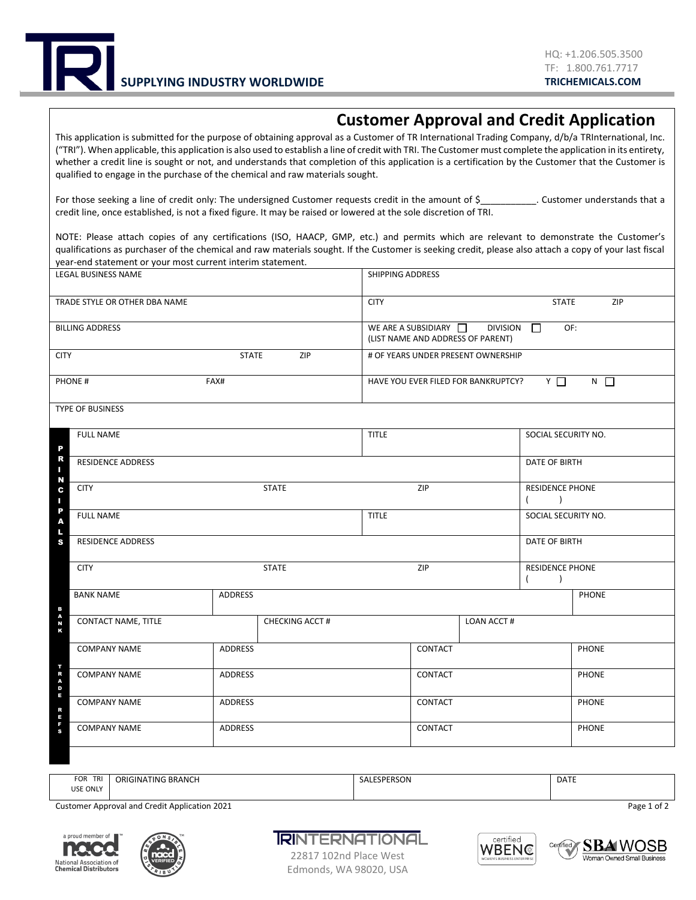**TRI** SUPPLYING INDUSTRY WORLDWIDE

HQ: +1.206.505.3500
TF: 1.800.761.7717
**TRICHEMICALS.COM**

# Customer Approval and Credit Application

This application is submitted for the purpose of obtaining approval as a Customer of TR International Trading Company, d/b/a TRInternational, Inc. ("TRI"). When applicable, this application is also used to establish a line of credit with TRI. The Customer must complete the application in its entirety, whether a credit line is sought or not, and understands that completion of this application is a certification by the Customer that the Customer is qualified to engage in the purchase of the chemical and raw materials sought.

For those seeking a line of credit only: The undersigned Customer requests credit in the amount of $___________. Customer understands that a credit line, once established, is not a fixed figure. It may be raised or lowered at the sole discretion of TRI.

NOTE: Please attach copies of any certifications (ISO, HAACP, GMP, etc.) and permits which are relevant to demonstrate the Customer's qualifications as purchaser of the chemical and raw materials sought. If the Customer is seeking credit, please also attach a copy of your last fiscal year-end statement or your most current interim statement.

| | |
|---|---|
| LEGAL BUSINESS NAME | SHIPPING ADDRESS |
| TRADE STYLE OR OTHER DBA NAME | CITY STATE ZIP |
| BILLING ADDRESS | WE ARE A SUBSIDIARY ☐ DIVISION ☐ OF: (LIST NAME AND ADDRESS OF PARENT) |
| CITY STATE ZIP | # OF YEARS UNDER PRESENT OWNERSHIP |
| PHONE # FAX# | HAVE YOU EVER FILED FOR BANKRUPTCY? Y ☐ N ☐ |
| TYPE OF BUSINESS | |

**PRINCIPALS**

| | | | |
|---|---|---|---|
| FULL NAME | | TITLE | SOCIAL SECURITY NO. |
| RESIDENCE ADDRESS | | | DATE OF BIRTH |
| CITY | STATE | ZIP | RESIDENCE PHONE ( ) |
| FULL NAME | | TITLE | SOCIAL SECURITY NO. |
| RESIDENCE ADDRESS | | | DATE OF BIRTH |
| CITY | STATE | ZIP | RESIDENCE PHONE ( ) |

**BANK**

| | | | |
|---|---|---|---|
| BANK NAME | ADDRESS | | PHONE |
| CONTACT NAME, TITLE | CHECKING ACCT # | LOAN ACCT # | |

**TRADE REFS**

| | | | |
|---|---|---|---|
| COMPANY NAME | ADDRESS | CONTACT | PHONE |
| COMPANY NAME | ADDRESS | CONTACT | PHONE |
| COMPANY NAME | ADDRESS | CONTACT | PHONE |
| COMPANY NAME | ADDRESS | CONTACT | PHONE |

| FOR TRI USE ONLY | ORIGINATING BRANCH | SALESPERSON | DATE |
|---|---|---|---|
| | | | |

Customer Approval and Credit Application 2021

TRINTERNATIONAL
22817 102nd Place West
Edmonds, WA 98020, USA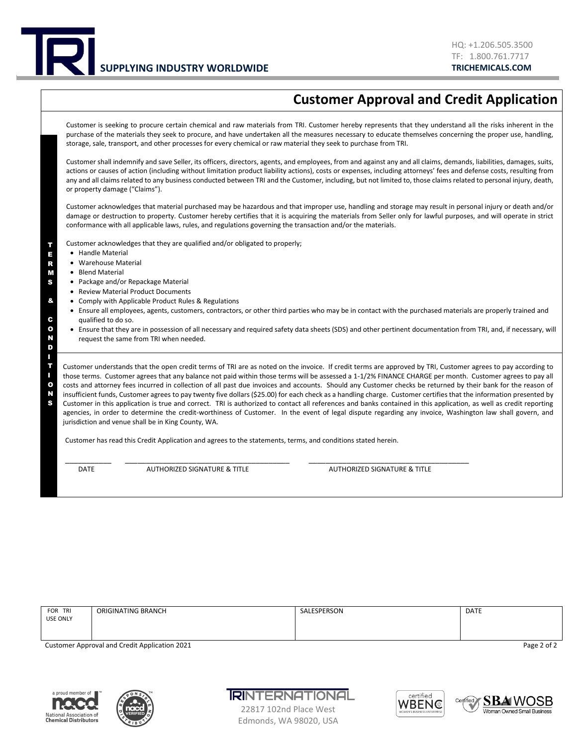SUPPLYING INDUSTRY WORLDWIDE

HQ: +1.206.505.3500
TF: 1.800.761.7717
TRICHEMICALS.COM

# Customer Approval and Credit Application

TERMS & CONDITIONS

Customer is seeking to procure certain chemical and raw materials from TRI. Customer hereby represents that they understand all the risks inherent in the purchase of the materials they seek to procure, and have undertaken all the measures necessary to educate themselves concerning the proper use, handling, storage, sale, transport, and other processes for every chemical or raw material they seek to purchase from TRI.

Customer shall indemnify and save Seller, its officers, directors, agents, and employees, from and against any and all claims, demands, liabilities, damages, suits, actions or causes of action (including without limitation product liability actions), costs or expenses, including attorneys' fees and defense costs, resulting from any and all claims related to any business conducted between TRI and the Customer, including, but not limited to, those claims related to personal injury, death, or property damage ("Claims").

Customer acknowledges that material purchased may be hazardous and that improper use, handling and storage may result in personal injury or death and/or damage or destruction to property. Customer hereby certifies that it is acquiring the materials from Seller only for lawful purposes, and will operate in strict conformance with all applicable laws, rules, and regulations governing the transaction and/or the materials.

Customer acknowledges that they are qualified and/or obligated to properly;

- Handle Material
- Warehouse Material
- Blend Material
- Package and/or Repackage Material
- Review Material Product Documents
- Comply with Applicable Product Rules & Regulations
- Ensure all employees, agents, customers, contractors, or other third parties who may be in contact with the purchased materials are properly trained and qualified to do so.
- Ensure that they are in possession of all necessary and required safety data sheets (SDS) and other pertinent documentation from TRI, and, if necessary, will request the same from TRI when needed.

Customer understands that the open credit terms of TRI are as noted on the invoice. If credit terms are approved by TRI, Customer agrees to pay according to those terms. Customer agrees that any balance not paid within those terms will be assessed a 1-1/2% FINANCE CHARGE per month. Customer agrees to pay all costs and attorney fees incurred in collection of all past due invoices and accounts. Should any Customer checks be returned by their bank for the reason of insufficient funds, Customer agrees to pay twenty five dollars ($25.00) for each check as a handling charge. Customer certifies that the information presented by Customer in this application is true and correct. TRI is authorized to contact all references and banks contained in this application, as well as credit reporting agencies, in order to determine the credit-worthiness of Customer. In the event of legal dispute regarding any invoice, Washington law shall govern, and jurisdiction and venue shall be in King County, WA.

Customer has read this Credit Application and agrees to the statements, terms, and conditions stated herein.

| ____________ | __________________________________ | __________________________________ |
|---|---|---|
| DATE | AUTHORIZED SIGNATURE & TITLE | AUTHORIZED SIGNATURE & TITLE |

| FOR TRI USE ONLY | ORIGINATING BRANCH | SALESPERSON | DATE |
|---|---|---|---|
| | | | |

Customer Approval and Credit Application 2021

a proud member of nacd National Association of Chemical Distributors

TRINTERNATIONAL
22817 102nd Place West
Edmonds, WA 98020, USA

certified WBENC
Certified SBA WOSB Woman Owned Small Business